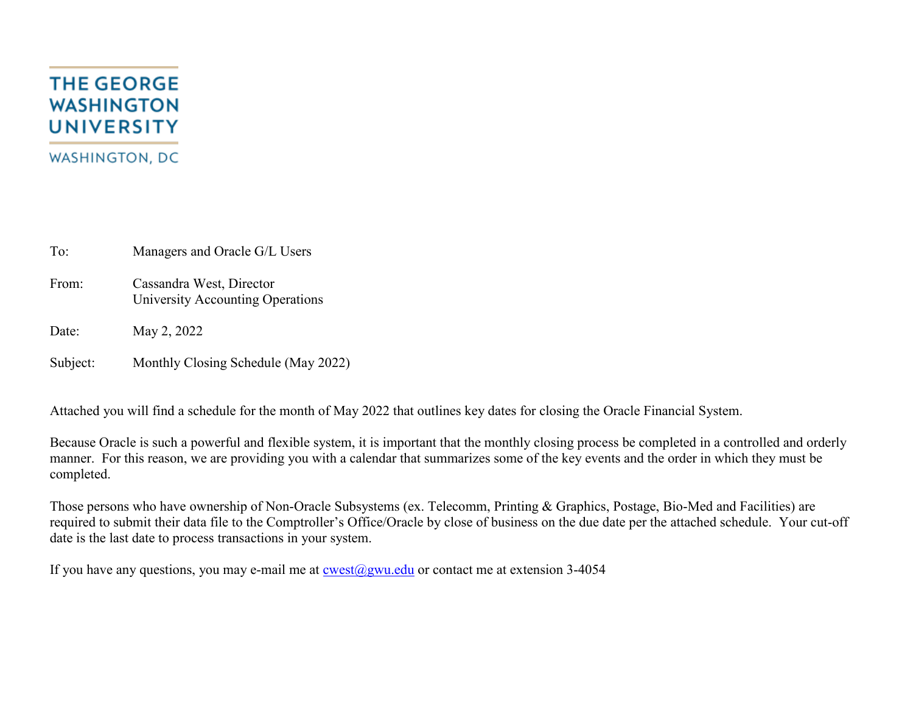THE GEORGE WASHINGTON UNIVERSITY

WASHINGTON, DC

To: Managers and Oracle G/L Users

From: Cassandra West, Director
University Accounting Operations

Date: May 2, 2022

Subject: Monthly Closing Schedule (May 2022)

Attached you will find a schedule for the month of May 2022 that outlines key dates for closing the Oracle Financial System.

Because Oracle is such a powerful and flexible system, it is important that the monthly closing process be completed in a controlled and orderly manner. For this reason, we are providing you with a calendar that summarizes some of the key events and the order in which they must be completed.

Those persons who have ownership of Non-Oracle Subsystems (ex. Telecomm, Printing & Graphics, Postage, Bio-Med and Facilities) are required to submit their data file to the Comptroller's Office/Oracle by close of business on the due date per the attached schedule. Your cut-off date is the last date to process transactions in your system.

If you have any questions, you may e-mail me at cwest@gwu.edu or contact me at extension 3-4054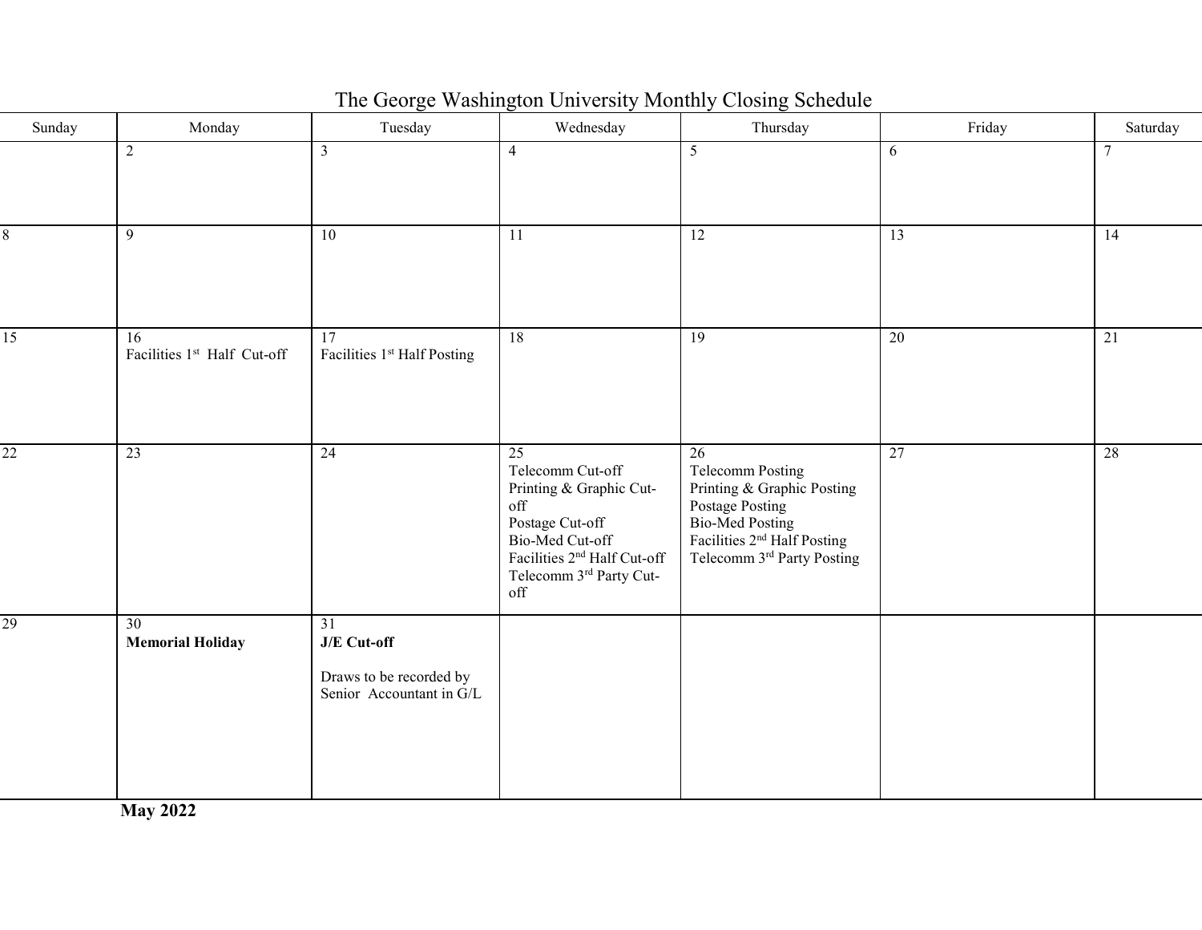# The George Washington University Monthly Closing Schedule

| Sunday | Monday | Tuesday | Wednesday | Thursday | Friday | Saturday |
|---|---|---|---|---|---|---|
| | 2 | 3 | 4 | 5 | 6 | 7 |
| 8 | 9 | 10 | 11 | 12 | 13 | 14 |
| 15 | 16<br>Facilities 1st Half Cut-off | 17<br>Facilities 1st Half Posting | 18 | 19 | 20 | 21 |
| 22 | 23 | 24 | 25<br>Telecomm Cut-off<br>Printing & Graphic Cut-off<br>Postage Cut-off<br>Bio-Med Cut-off<br>Facilities 2nd Half Cut-off<br>Telecomm 3rd Party Cut-off | 26<br>Telecomm Posting<br>Printing & Graphic Posting<br>Postage Posting<br>Bio-Med Posting<br>Facilities 2nd Half Posting<br>Telecomm 3rd Party Posting | 27 | 28 |
| 29 | 30<br>**Memorial Holiday** | 31<br>**J/E Cut-off**<br><br>Draws to be recorded by Senior Accountant in G/L | | | | |

**May 2022**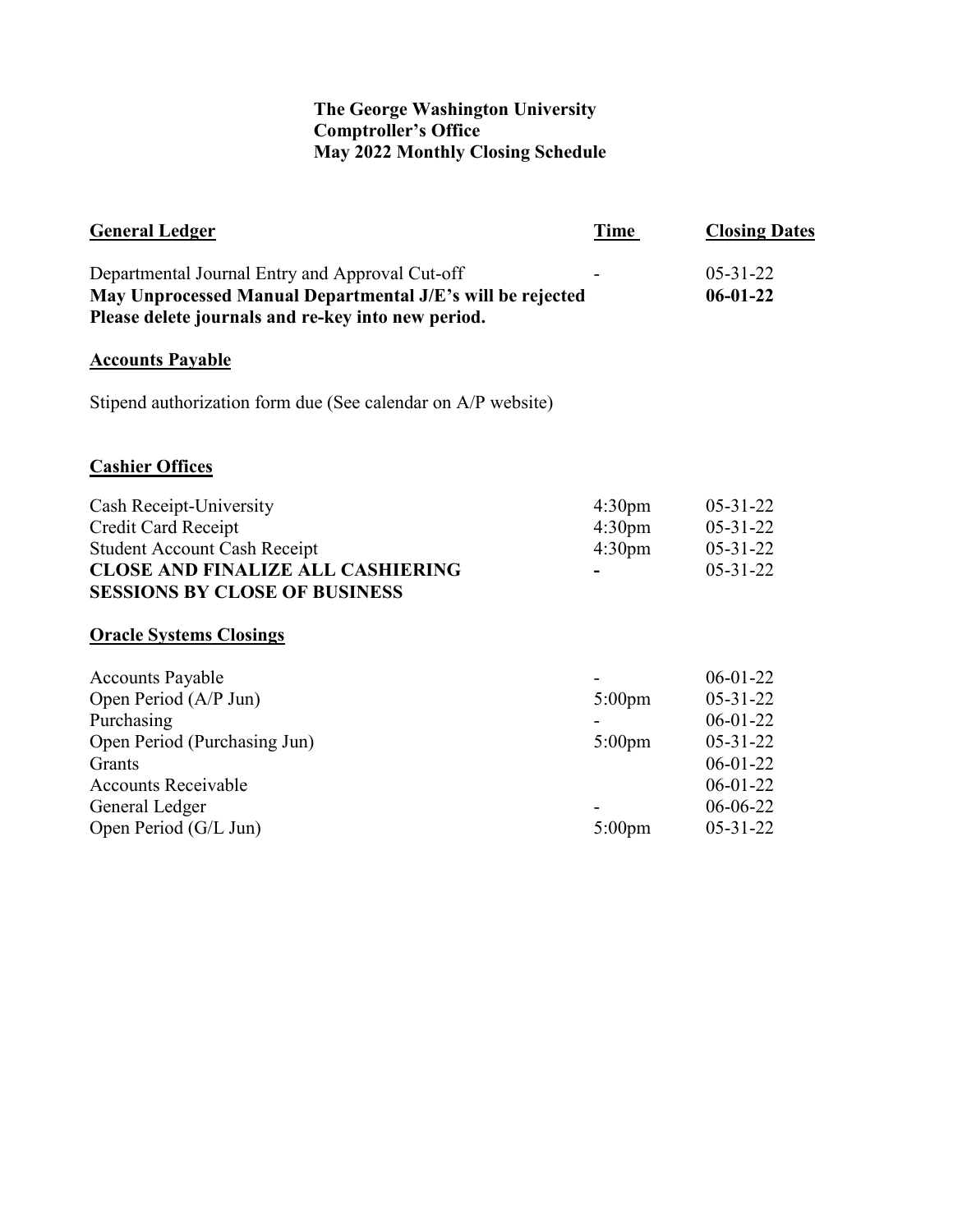**The George Washington University**
**Comptroller's Office**
**May 2022 Monthly Closing Schedule**

| General Ledger | Time | Closing Dates |
|---|---|---|
| Departmental Journal Entry and Approval Cut-off | - | 05-31-22 |
| **May Unprocessed Manual Departmental J/E's will be rejected** | | **06-01-22** |
| **Please delete journals and re-key into new period.** | | |

## Accounts Payable

Stipend authorization form due (See calendar on A/P website)

## Cashier Offices

| | | |
|---|---|---|
| Cash Receipt-University | 4:30pm | 05-31-22 |
| Credit Card Receipt | 4:30pm | 05-31-22 |
| Student Account Cash Receipt | 4:30pm | 05-31-22 |
| **CLOSE AND FINALIZE ALL CASHIERING SESSIONS BY CLOSE OF BUSINESS** | **-** | 05-31-22 |

## Oracle Systems Closings

| | | |
|---|---|---|
| Accounts Payable | - | 06-01-22 |
| Open Period (A/P Jun) | 5:00pm | 05-31-22 |
| Purchasing | - | 06-01-22 |
| Open Period (Purchasing Jun) | 5:00pm | 05-31-22 |
| Grants | | 06-01-22 |
| Accounts Receivable | | 06-01-22 |
| General Ledger | - | 06-06-22 |
| Open Period (G/L Jun) | 5:00pm | 05-31-22 |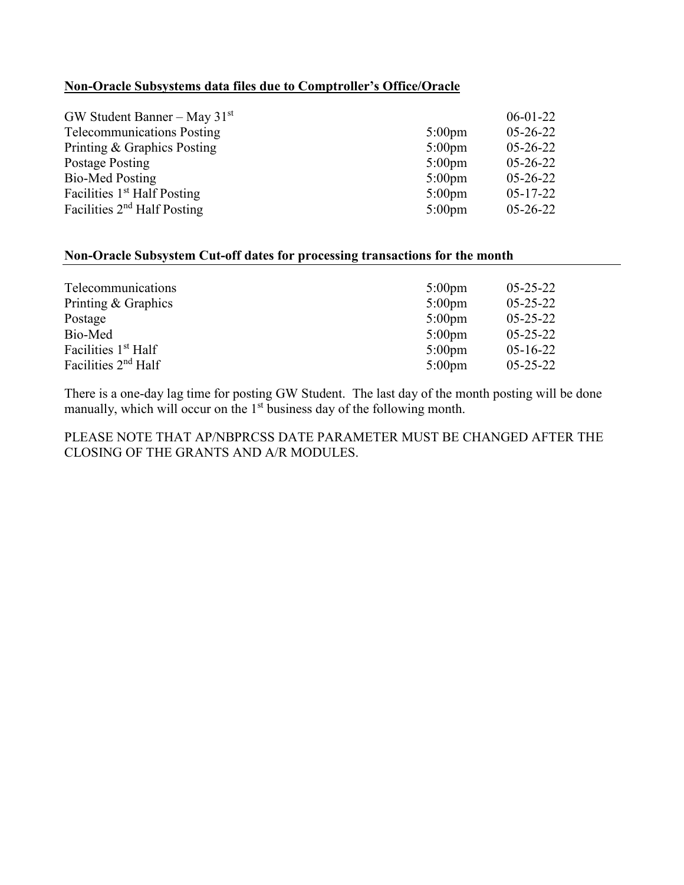**Non-Oracle Subsystems data files due to Comptroller's Office/Oracle**

| | | |
|---|---|---|
| GW Student Banner – May 31st | | 06-01-22 |
| Telecommunications Posting | 5:00pm | 05-26-22 |
| Printing & Graphics Posting | 5:00pm | 05-26-22 |
| Postage Posting | 5:00pm | 05-26-22 |
| Bio-Med Posting | 5:00pm | 05-26-22 |
| Facilities 1st Half Posting | 5:00pm | 05-17-22 |
| Facilities 2nd Half Posting | 5:00pm | 05-26-22 |

**Non-Oracle Subsystem Cut-off dates for processing transactions for the month**

| | | |
|---|---|---|
| Telecommunications | 5:00pm | 05-25-22 |
| Printing & Graphics | 5:00pm | 05-25-22 |
| Postage | 5:00pm | 05-25-22 |
| Bio-Med | 5:00pm | 05-25-22 |
| Facilities 1st Half | 5:00pm | 05-16-22 |
| Facilities 2nd Half | 5:00pm | 05-25-22 |

There is a one-day lag time for posting GW Student. The last day of the month posting will be done manually, which will occur on the 1st business day of the following month.

PLEASE NOTE THAT AP/NBPRCSS DATE PARAMETER MUST BE CHANGED AFTER THE CLOSING OF THE GRANTS AND A/R MODULES.